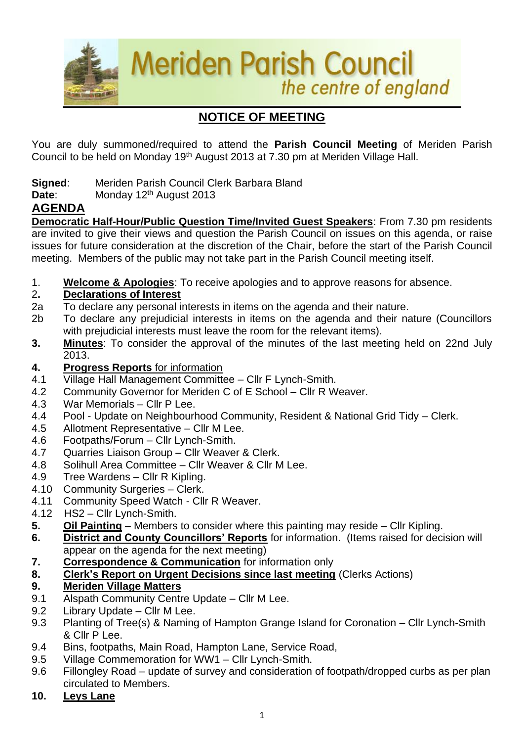# Meriden Parish Council

*the centre of england*

## NOTICE OF MEETING

You are duly summoned/required to attend the **Parish Council Meeting** of Meriden Parish Council to be held on Monday 19th August 2013 at 7.30 pm at Meriden Village Hall.

**Signed**: Meriden Parish Council Clerk Barbara Bland
**Date**: Monday 12th August 2013

## AGENDA

**Democratic Half-Hour/Public Question Time/Invited Guest Speakers**: From 7.30 pm residents are invited to give their views and question the Parish Council on issues on this agenda, or raise issues for future consideration at the discretion of the Chair, before the start of the Parish Council meeting. Members of the public may not take part in the Parish Council meeting itself.

1. **Welcome & Apologies**: To receive apologies and to approve reasons for absence.
2. **Declarations of Interest**
   - 2a To declare any personal interests in items on the agenda and their nature.
   - 2b To declare any prejudicial interests in items on the agenda and their nature (Councillors with prejudicial interests must leave the room for the relevant items).
3. **Minutes**: To consider the approval of the minutes of the last meeting held on 22nd July 2013.
4. **Progress Reports** for information
   - 4.1 Village Hall Management Committee – Cllr F Lynch-Smith.
   - 4.2 Community Governor for Meriden C of E School – Cllr R Weaver.
   - 4.3 War Memorials – Cllr P Lee.
   - 4.4 Pool - Update on Neighbourhood Community, Resident & National Grid Tidy – Clerk.
   - 4.5 Allotment Representative – Cllr M Lee.
   - 4.6 Footpaths/Forum – Cllr Lynch-Smith.
   - 4.7 Quarries Liaison Group – Cllr Weaver & Clerk.
   - 4.8 Solihull Area Committee – Cllr Weaver & Cllr M Lee.
   - 4.9 Tree Wardens – Cllr R Kipling.
   - 4.10 Community Surgeries – Clerk.
   - 4.11 Community Speed Watch - Cllr R Weaver.
   - 4.12 HS2 – Cllr Lynch-Smith.
5. **Oil Painting** – Members to consider where this painting may reside – Cllr Kipling.
6. **District and County Councillors' Reports** for information. (Items raised for decision will appear on the agenda for the next meeting)
7. **Correspondence & Communication** for information only
8. **Clerk's Report on Urgent Decisions since last meeting** (Clerks Actions)
9. **Meriden Village Matters**
   - 9.1 Alspath Community Centre Update – Cllr M Lee.
   - 9.2 Library Update – Cllr M Lee.
   - 9.3 Planting of Tree(s) & Naming of Hampton Grange Island for Coronation – Cllr Lynch-Smith & Cllr P Lee.
   - 9.4 Bins, footpaths, Main Road, Hampton Lane, Service Road,
   - 9.5 Village Commemoration for WW1 – Cllr Lynch-Smith.
   - 9.6 Fillongley Road – update of survey and consideration of footpath/dropped curbs as per plan circulated to Members.
10. **Leys Lane**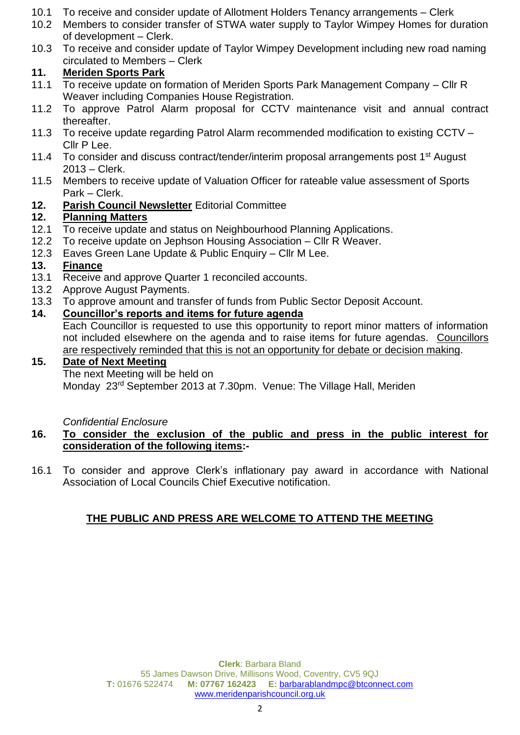10.1 To receive and consider update of Allotment Holders Tenancy arrangements – Clerk

10.2 Members to consider transfer of STWA water supply to Taylor Wimpey Homes for duration of development – Clerk.

10.3 To receive and consider update of Taylor Wimpey Development including new road naming circulated to Members – Clerk

**11. <u>Meriden Sports Park</u>**

11.1 To receive update on formation of Meriden Sports Park Management Company – Cllr R Weaver including Companies House Registration.

11.2 To approve Patrol Alarm proposal for CCTV maintenance visit and annual contract thereafter.

11.3 To receive update regarding Patrol Alarm recommended modification to existing CCTV – Cllr P Lee.

11.4 To consider and discuss contract/tender/interim proposal arrangements post 1st August 2013 – Clerk.

11.5 Members to receive update of Valuation Officer for rateable value assessment of Sports Park – Clerk.

**12. <u>Parish Council Newsletter</u>** Editorial Committee

**12. <u>Planning Matters</u>**

12.1 To receive update and status on Neighbourhood Planning Applications.

12.2 To receive update on Jephson Housing Association – Cllr R Weaver.

12.3 Eaves Green Lane Update & Public Enquiry – Cllr M Lee.

**13. <u>Finance</u>**

13.1 Receive and approve Quarter 1 reconciled accounts.

13.2 Approve August Payments.

13.3 To approve amount and transfer of funds from Public Sector Deposit Account.

**14. <u>Councillor's reports and items for future agenda</u>**

Each Councillor is requested to use this opportunity to report minor matters of information not included elsewhere on the agenda and to raise items for future agendas. <u>Councillors are respectively reminded that this is not an opportunity for debate or decision making</u>.

**15. <u>Date of Next Meeting</u>**

The next Meeting will be held on
Monday 23rd September 2013 at 7.30pm. Venue: The Village Hall, Meriden

*Confidential Enclosure*

**16. <u>To consider the exclusion of the public and press in the public interest for consideration of the following items</u>:-**

16.1 To consider and approve Clerk's inflationary pay award in accordance with National Association of Local Councils Chief Executive notification.

**<u>THE PUBLIC AND PRESS ARE WELCOME TO ATTEND THE MEETING</u>**

**Clerk**: Barbara Bland
55 James Dawson Drive, Millisons Wood, Coventry, CV5 9QJ
**T:** 01676 522474 **M: 07767 162423** **E:** barbarablandmpc@btconnect.com
www.meridenparishcouncil.org.uk